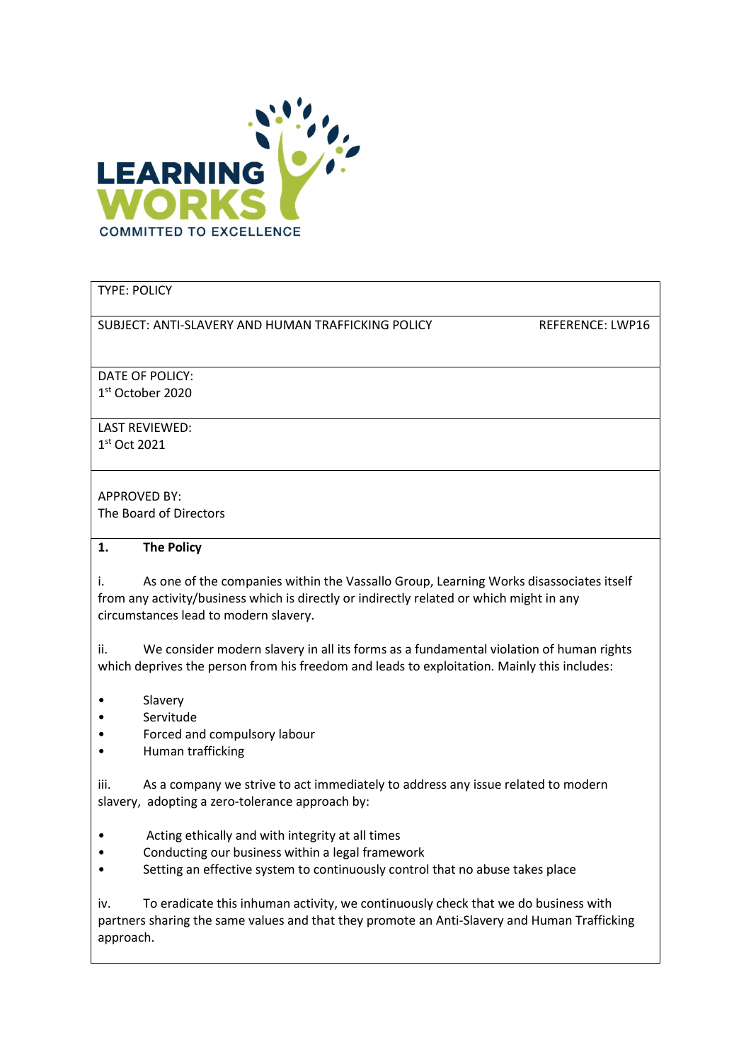LEARNING WORKS

COMMITTED TO EXCELLENCE

| TYPE: POLICY | |
|---|---|
| SUBJECT: ANTI-SLAVERY AND HUMAN TRAFFICKING POLICY | REFERENCE: LWP16 |
| DATE OF POLICY:<br>1st October 2020 | |
| LAST REVIEWED:<br>1st Oct 2021 | |
| APPROVED BY:<br>The Board of Directors | |

**1. The Policy**

i. As one of the companies within the Vassallo Group, Learning Works disassociates itself from any activity/business which is directly or indirectly related or which might in any circumstances lead to modern slavery.

ii. We consider modern slavery in all its forms as a fundamental violation of human rights which deprives the person from his freedom and leads to exploitation. Mainly this includes:

- Slavery
- Servitude
- Forced and compulsory labour
- Human trafficking

iii. As a company we strive to act immediately to address any issue related to modern slavery, adopting a zero-tolerance approach by:

- Acting ethically and with integrity at all times
- Conducting our business within a legal framework
- Setting an effective system to continuously control that no abuse takes place

iv. To eradicate this inhuman activity, we continuously check that we do business with partners sharing the same values and that they promote an Anti-Slavery and Human Trafficking approach.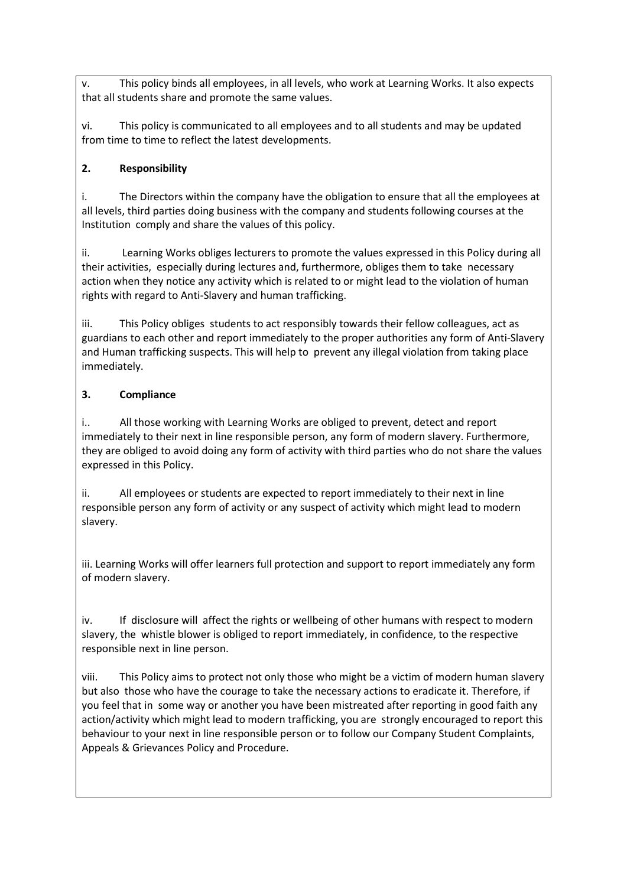v. This policy binds all employees, in all levels, who work at Learning Works. It also expects that all students share and promote the same values.

vi. This policy is communicated to all employees and to all students and may be updated from time to time to reflect the latest developments.

**2. Responsibility**

i. The Directors within the company have the obligation to ensure that all the employees at all levels, third parties doing business with the company and students following courses at the Institution comply and share the values of this policy.

ii. Learning Works obliges lecturers to promote the values expressed in this Policy during all their activities, especially during lectures and, furthermore, obliges them to take necessary action when they notice any activity which is related to or might lead to the violation of human rights with regard to Anti-Slavery and human trafficking.

iii. This Policy obliges students to act responsibly towards their fellow colleagues, act as guardians to each other and report immediately to the proper authorities any form of Anti-Slavery and Human trafficking suspects. This will help to prevent any illegal violation from taking place immediately.

**3. Compliance**

i.. All those working with Learning Works are obliged to prevent, detect and report immediately to their next in line responsible person, any form of modern slavery. Furthermore, they are obliged to avoid doing any form of activity with third parties who do not share the values expressed in this Policy.

ii. All employees or students are expected to report immediately to their next in line responsible person any form of activity or any suspect of activity which might lead to modern slavery.

iii. Learning Works will offer learners full protection and support to report immediately any form of modern slavery.

iv. If disclosure will affect the rights or wellbeing of other humans with respect to modern slavery, the whistle blower is obliged to report immediately, in confidence, to the respective responsible next in line person.

viii. This Policy aims to protect not only those who might be a victim of modern human slavery but also those who have the courage to take the necessary actions to eradicate it. Therefore, if you feel that in some way or another you have been mistreated after reporting in good faith any action/activity which might lead to modern trafficking, you are strongly encouraged to report this behaviour to your next in line responsible person or to follow our Company Student Complaints, Appeals & Grievances Policy and Procedure.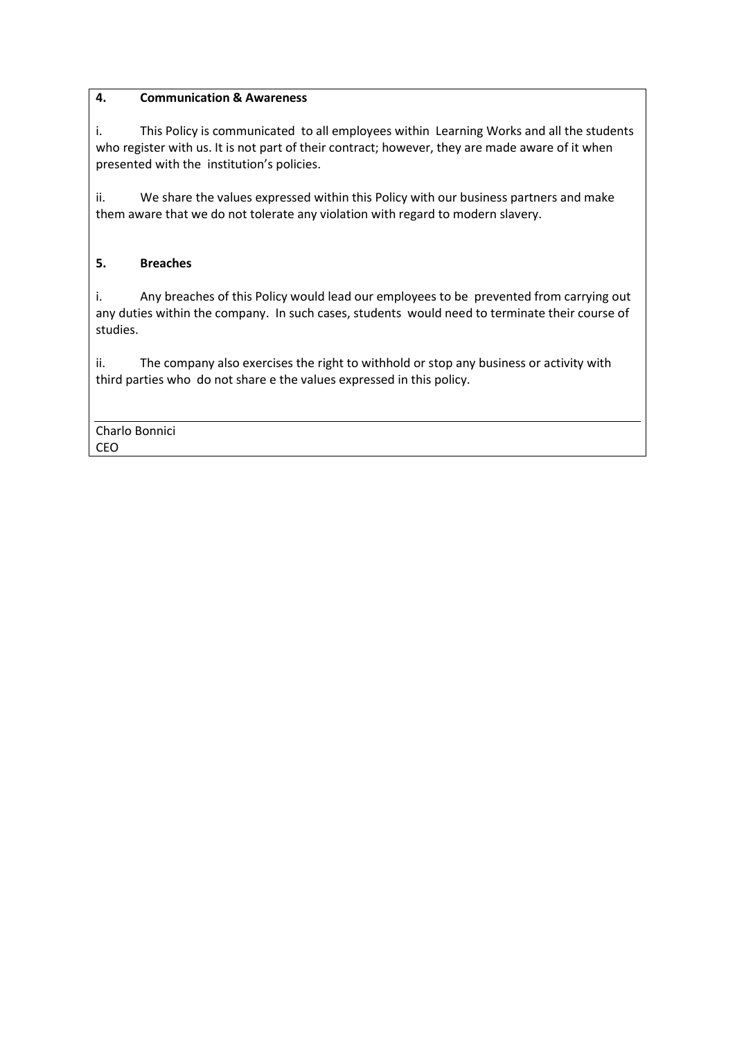## 4. Communication & Awareness

i. This Policy is communicated to all employees within Learning Works and all the students who register with us. It is not part of their contract; however, they are made aware of it when presented with the institution's policies.

ii. We share the values expressed within this Policy with our business partners and make them aware that we do not tolerate any violation with regard to modern slavery.

## 5. Breaches

i. Any breaches of this Policy would lead our employees to be prevented from carrying out any duties within the company. In such cases, students would need to terminate their course of studies.

ii. The company also exercises the right to withhold or stop any business or activity with third parties who do not share e the values expressed in this policy.

---

Charlo Bonnici
CEO